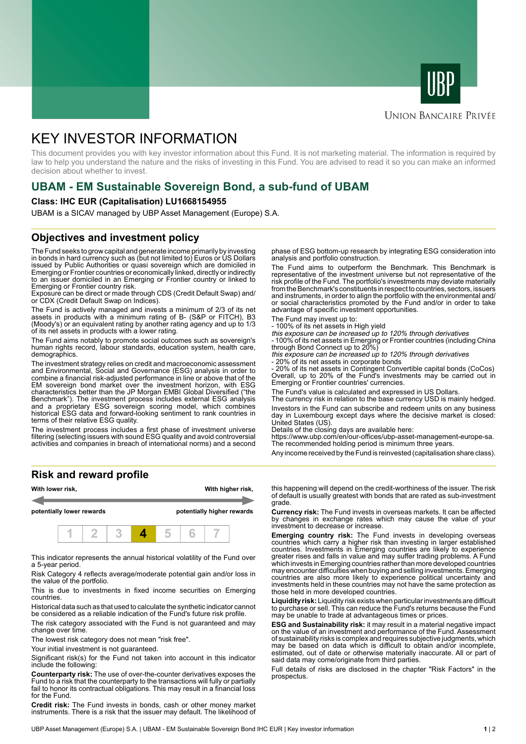UBP

UNION BANCAIRE PRIVÉE

# KEY INVESTOR INFORMATION

This document provides you with key investor information about this Fund. It is not marketing material. The information is required by law to help you understand the nature and the risks of investing in this Fund. You are advised to read it so you can make an informed decision about whether to invest.

## UBAM - EM Sustainable Sovereign Bond, a sub-fund of UBAM

**Class: IHC EUR (Capitalisation) LU1668154955**

UBAM is a SICAV managed by UBP Asset Management (Europe) S.A.

## Objectives and investment policy

The Fund seeks to grow capital and generate income primarily by investing in bonds in hard currency such as (but not limited to) Euros or US Dollars issued by Public Authorities or quasi sovereign which are domiciled in Emerging or Frontier countries or economically linked, directly or indirectly to an issuer domiciled in an Emerging or Frontier country or linked to Emerging or Frontier country risk.
Exposure can be direct or made through CDS (Credit Default Swap) and/or CDX (Credit Default Swap on Indices).

The Fund is actively managed and invests a minimum of 2/3 of its net assets in products with a minimum rating of B- (S&P or FITCH), B3 (Moody's) or an equivalent rating by another rating agency and up to 1/3 of its net assets in products with a lower rating.

The Fund aims notably to promote social outcomes such as sovereign's human rights record, labour standards, education system, health care, demographics.

The investment strategy relies on credit and macroeconomic assessment and Environmental, Social and Governance (ESG) analysis in order to combine a financial risk-adjusted performance in line or above that of the EM sovereign bond market over the investment horizon, with ESG characteristics better than the JP Morgan EMBI Global Diversified ("the Benchmark"). The investment process includes external ESG analysis and a proprietary ESG sovereign scoring model, which combines historical ESG data and forward-looking sentiment to rank countries in terms of their relative ESG quality.

The investment process includes a first phase of investment universe filtering (selecting issuers with sound ESG quality and avoid controversial activities and companies in breach of international norms) and a second phase of ESG bottom-up research by integrating ESG consideration into analysis and portfolio construction.

The Fund aims to outperform the Benchmark. This Benchmark is representative of the investment universe but not representative of the risk profile of the Fund. The portfolio's investments may deviate materially from the Benchmark's constituents in respect to countries, sectors, issuers and instruments, in order to align the portfolio with the environmental and/or social characteristics promoted by the Fund and/or in order to take advantage of specific investment opportunities.

The Fund may invest up to:
- 100% of its net assets in High yield
*this exposure can be increased up to 120% through derivatives*
- 100% of its net assets in Emerging or Frontier countries (including China through Bond Connect up to 20%)
*this exposure can be increased up to 120% through derivatives*
- 20% of its net assets in corporate bonds
- 20% of its net assets in Contingent Convertible capital bonds (CoCos)
Overall, up to 20% of the Fund's investments may be carried out in Emerging or Frontier countries' currencies.

The Fund's value is calculated and expressed in US Dollars.
The currency risk in relation to the base currency USD is mainly hedged.

Investors in the Fund can subscribe and redeem units on any business day in Luxembourg except days where the decisive market is closed: United States (US).
Details of the closing days are available here:
https://www.ubp.com/en/our-offices/ubp-asset-management-europe-sa.
The recommended holding period is minimum three years.

Any income received by the Fund is reinvested (capitalisation share class).

## Risk and reward profile

| With lower risk, potentially lower rewards | | | | | | With higher risk, potentially higher rewards |
|---|---|---|---|---|---|---|
| 1 | 2 | 3 | **4** | 5 | 6 | 7 |

This indicator represents the annual historical volatility of the Fund over a 5-year period.

Risk Category 4 reflects average/moderate potential gain and/or loss in the value of the portfolio.

This is due to investments in fixed income securities on Emerging countries.

Historical data such as that used to calculate the synthetic indicator cannot be considered as a reliable indication of the Fund's future risk profile.

The risk category associated with the Fund is not guaranteed and may change over time.

The lowest risk category does not mean "risk free".

Your initial investment is not guaranteed.

Significant risk(s) for the Fund not taken into account in this indicator include the following:

**Counterparty risk:** The use of over-the-counter derivatives exposes the Fund to a risk that the counterparty to the transactions will fully or partially fail to honor its contractual obligations. This may result in a financial loss for the Fund.

**Credit risk:** The Fund invests in bonds, cash or other money market instruments. There is a risk that the issuer may default. The likelihood of this happening will depend on the credit-worthiness of the issuer. The risk of default is usually greatest with bonds that are rated as sub-investment grade.

**Currency risk:** The Fund invests in overseas markets. It can be affected by changes in exchange rates which may cause the value of your investment to decrease or increase.

**Emerging country risk:** The Fund invests in developing overseas countries which carry a higher risk than investing in larger established countries. Investments in Emerging countries are likely to experience greater rises and falls in value and may suffer trading problems. A Fund which invests in Emerging countries rather than more developed countries may encounter difficulties when buying and selling investments. Emerging countries are also more likely to experience political uncertainty and investments held in these countries may not have the same protection as those held in more developed countries.

**Liquidity risk:** Liquidity risk exists when particular investments are difficult to purchase or sell. This can reduce the Fund's returns because the Fund may be unable to trade at advantageous times or prices.

**ESG and Sustainability risk:** it may result in a material negative impact on the value of an investment and performance of the Fund. Assessment of sustainability risks is complex and requires subjective judgments, which may be based on data which is difficult to obtain and/or incomplete, estimated, out of date or otherwise materially inaccurate. All or part of said data may come/originate from third parties.

Full details of risks are disclosed in the chapter "Risk Factors" in the prospectus.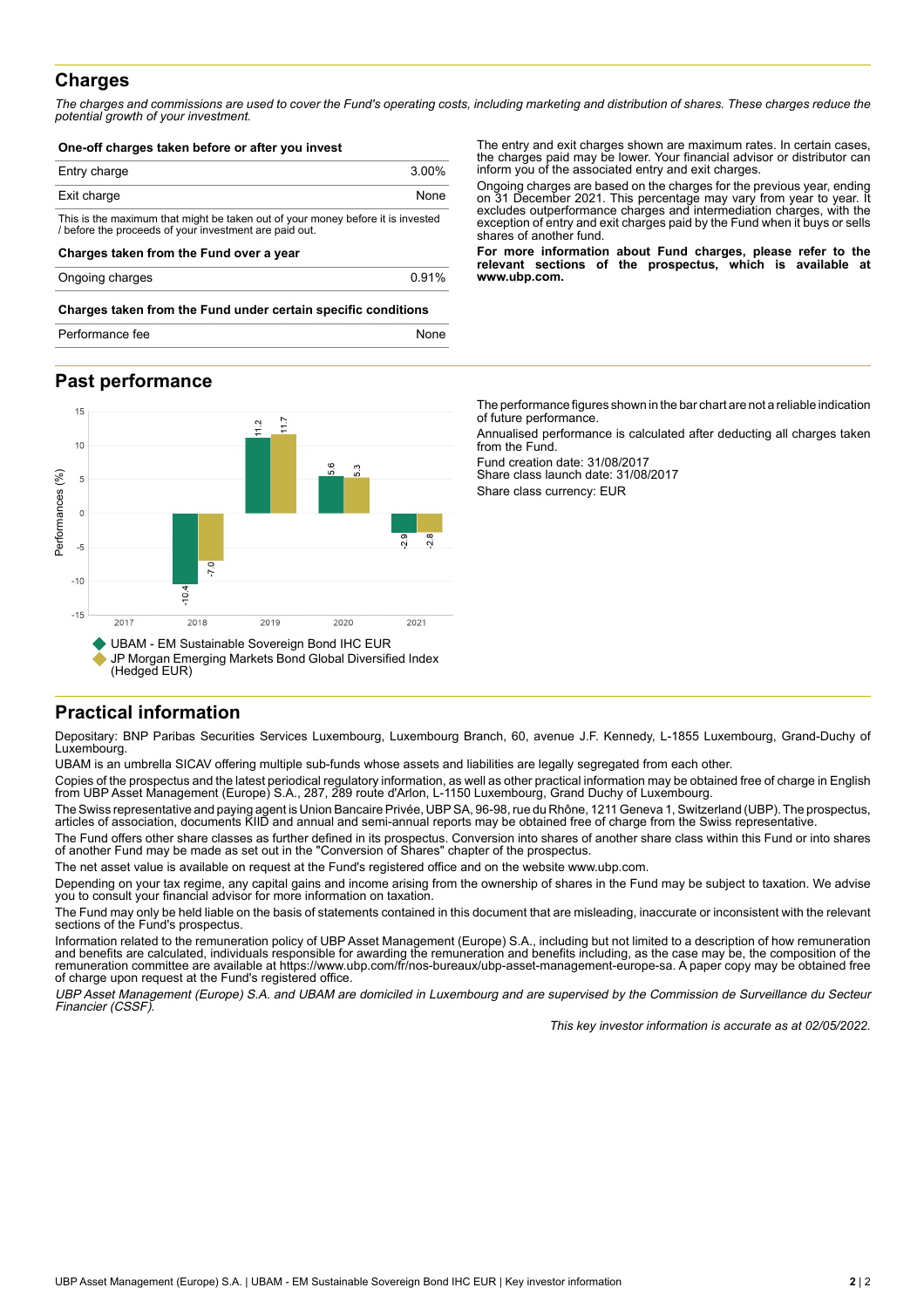## Charges

*The charges and commissions are used to cover the Fund's operating costs, including marketing and distribution of shares. These charges reduce the potential growth of your investment.*

| One-off charges taken before or after you invest | |
|---|---|
| Entry charge | 3.00% |
| Exit charge | None |

This is the maximum that might be taken out of your money before it is invested / before the proceeds of your investment are paid out.

| Charges taken from the Fund over a year | |
|---|---|
| Ongoing charges | 0.91% |

| Charges taken from the Fund under certain specific conditions | |
|---|---|
| Performance fee | None |

The entry and exit charges shown are maximum rates. In certain cases, the charges paid may be lower. Your financial advisor or distributor can inform you of the associated entry and exit charges.

Ongoing charges are based on the charges for the previous year, ending on 31 December 2021. This percentage may vary from year to year. It excludes outperformance charges and intermediation charges, with the exception of entry and exit charges paid by the Fund when it buys or sells shares of another fund.

**For more information about Fund charges, please refer to the relevant sections of the prospectus, which is available at www.ubp.com.**

## Past performance

Performances (%)

15
10
5
0
-5
-10
-15

2017 2018 2019 2020 2021

-10.4 -7.0
11.2 11.7
5.6 5.3
-2.9 -2.8

UBAM - EM Sustainable Sovereign Bond IHC EUR
JP Morgan Emerging Markets Bond Global Diversified Index (Hedged EUR)

The performance figures shown in the bar chart are not a reliable indication of future performance.

Annualised performance is calculated after deducting all charges taken from the Fund.

Fund creation date: 31/08/2017
Share class launch date: 31/08/2017
Share class currency: EUR

## Practical information

Depositary: BNP Paribas Securities Services Luxembourg, Luxembourg Branch, 60, avenue J.F. Kennedy, L-1855 Luxembourg, Grand-Duchy of Luxembourg.

UBAM is an umbrella SICAV offering multiple sub-funds whose assets and liabilities are legally segregated from each other.

Copies of the prospectus and the latest periodical regulatory information, as well as other practical information may be obtained free of charge in English from UBP Asset Management (Europe) S.A., 287, 289 route d'Arlon, L-1150 Luxembourg, Grand Duchy of Luxembourg.

The Swiss representative and paying agent is Union Bancaire Privée, UBP SA, 96-98, rue du Rhône, 1211 Geneva 1, Switzerland (UBP). The prospectus, articles of association, documents KIID and annual and semi-annual reports may be obtained free of charge from the Swiss representative.

The Fund offers other share classes as further defined in its prospectus. Conversion into shares of another share class within this Fund or into shares of another Fund may be made as set out in the "Conversion of Shares" chapter of the prospectus.

The net asset value is available on request at the Fund's registered office and on the website www.ubp.com.

Depending on your tax regime, any capital gains and income arising from the ownership of shares in the Fund may be subject to taxation. We advise you to consult your financial advisor for more information on taxation.

The Fund may only be held liable on the basis of statements contained in this document that are misleading, inaccurate or inconsistent with the relevant sections of the Fund's prospectus.

Information related to the remuneration policy of UBP Asset Management (Europe) S.A., including but not limited to a description of how remuneration and benefits are calculated, individuals responsible for awarding the remuneration and benefits including, as the case may be, the composition of the remuneration committee are available at https://www.ubp.com/fr/nos-bureaux/ubp-asset-management-europe-sa. A paper copy may be obtained free of charge upon request at the Fund's registered office.

*UBP Asset Management (Europe) S.A. and UBAM are domiciled in Luxembourg and are supervised by the Commission de Surveillance du Secteur Financier (CSSF).*

*This key investor information is accurate as at 02/05/2022.*